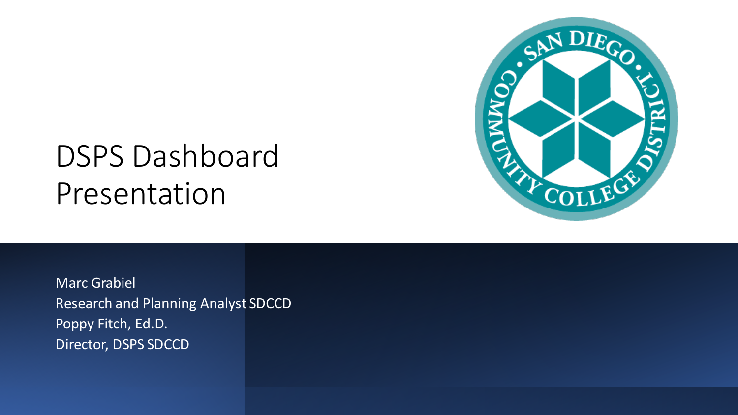# DSPS Dashboard Presentation

Marc Grabiel
Research and Planning Analyst SDCCD
Poppy Fitch, Ed.D.
Director, DSPS SDCCD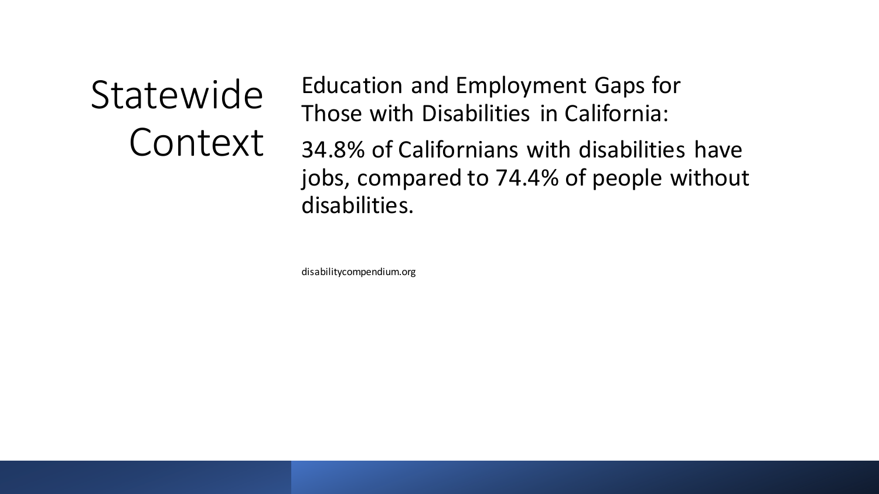# Statewide Context

Education and Employment Gaps for Those with Disabilities in California:

34.8% of Californians with disabilities have jobs, compared to 74.4% of people without disabilities.

disabilitycompendium.org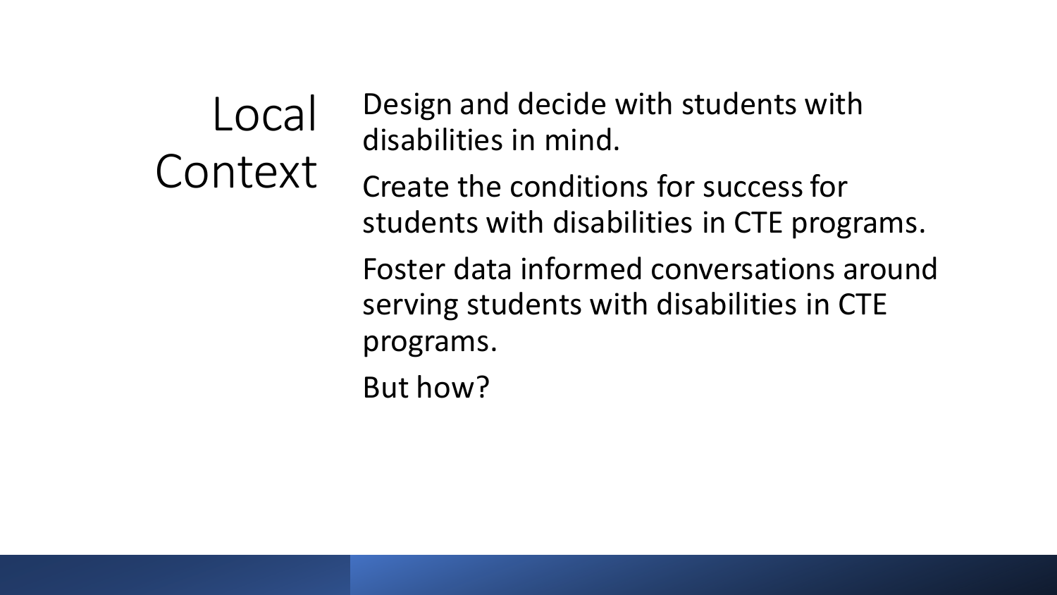# Local Context

Design and decide with students with disabilities in mind.

Create the conditions for success for students with disabilities in CTE programs.

Foster data informed conversations around serving students with disabilities in CTE programs.

But how?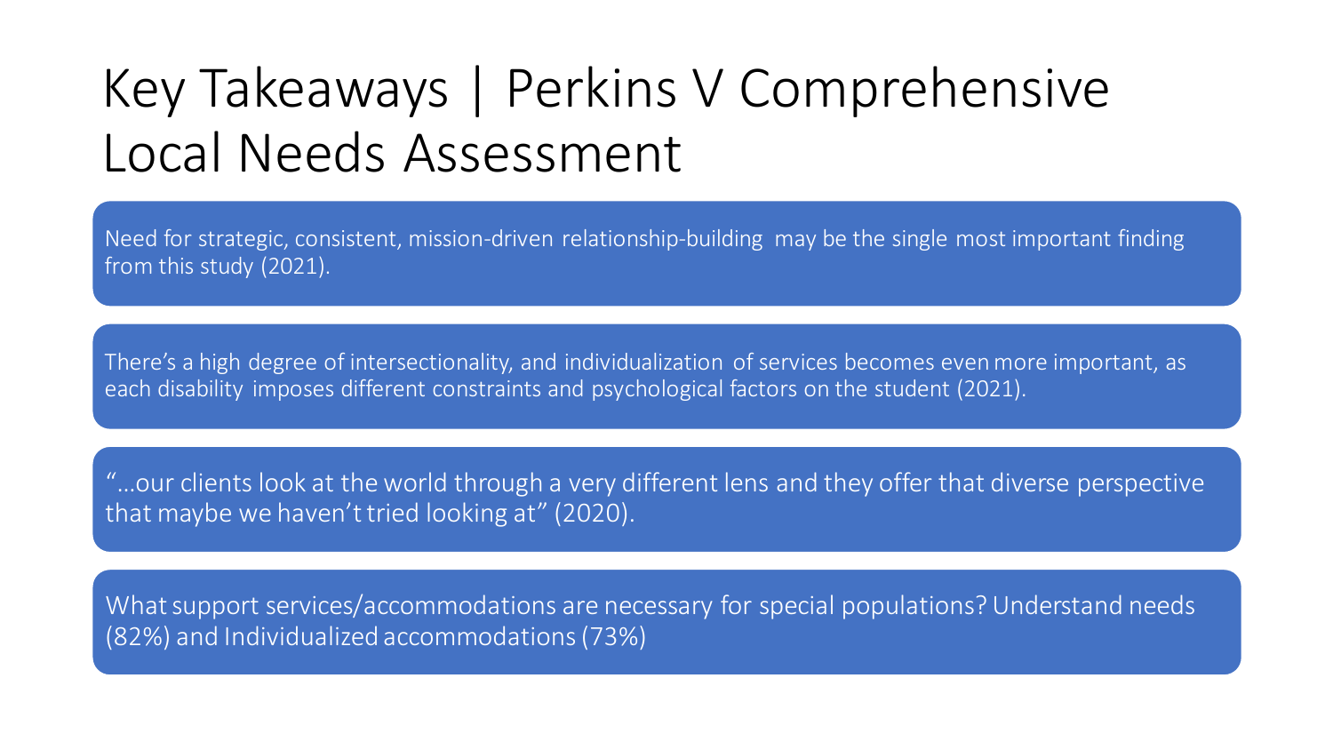# Key Takeaways | Perkins V Comprehensive Local Needs Assessment

Need for strategic, consistent, mission-driven relationship-building may be the single most important finding from this study (2021).

There's a high degree of intersectionality, and individualization of services becomes even more important, as each disability imposes different constraints and psychological factors on the student (2021).

"…our clients look at the world through a very different lens and they offer that diverse perspective that maybe we haven't tried looking at" (2020).

What support services/accommodations are necessary for special populations? Understand needs (82%) and Individualized accommodations (73%)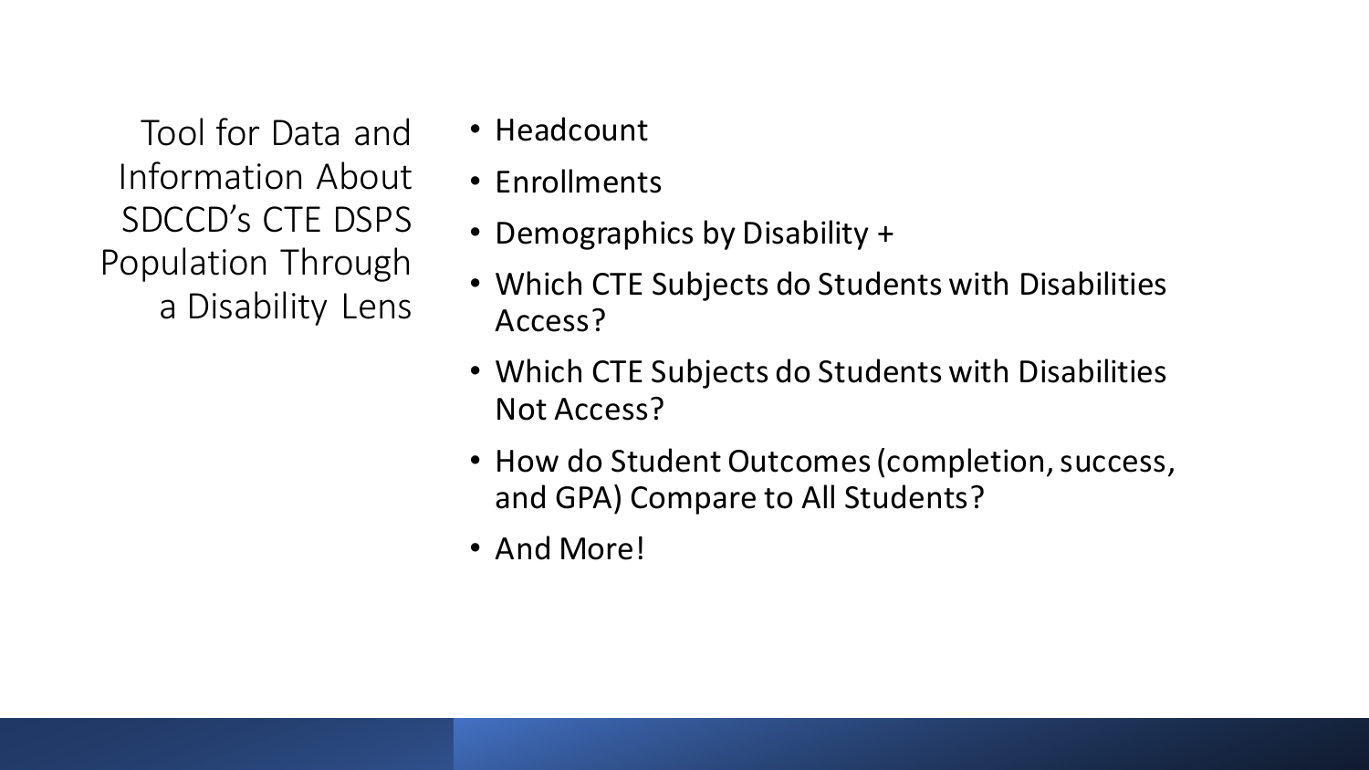## Tool for Data and Information About SDCCD's CTE DSPS Population Through a Disability Lens

- Headcount
- Enrollments
- Demographics by Disability +
- Which CTE Subjects do Students with Disabilities Access?
- Which CTE Subjects do Students with Disabilities Not Access?
- How do Student Outcomes (completion, success, and GPA) Compare to All Students?
- And More!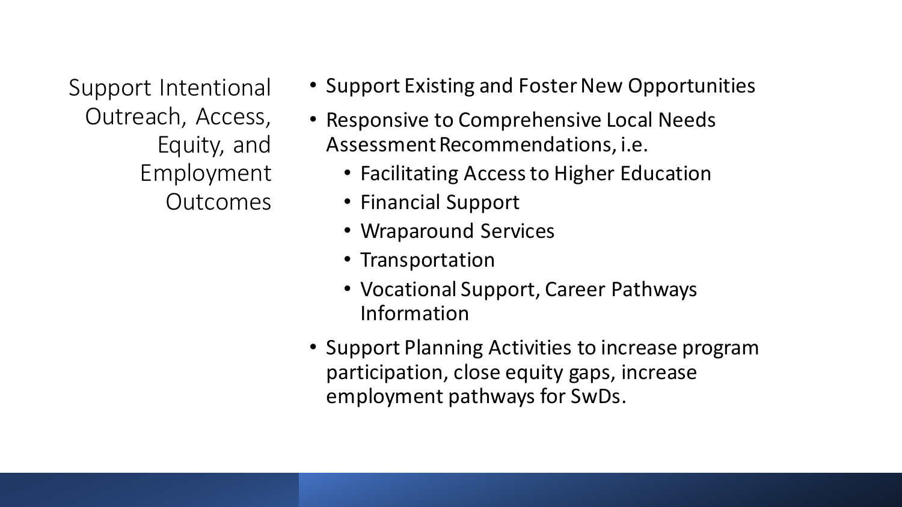## Support Intentional Outreach, Access, Equity, and Employment Outcomes

- Support Existing and Foster New Opportunities
- Responsive to Comprehensive Local Needs Assessment Recommendations, i.e.
  - Facilitating Access to Higher Education
  - Financial Support
  - Wraparound Services
  - Transportation
  - Vocational Support, Career Pathways Information
- Support Planning Activities to increase program participation, close equity gaps, increase employment pathways for SwDs.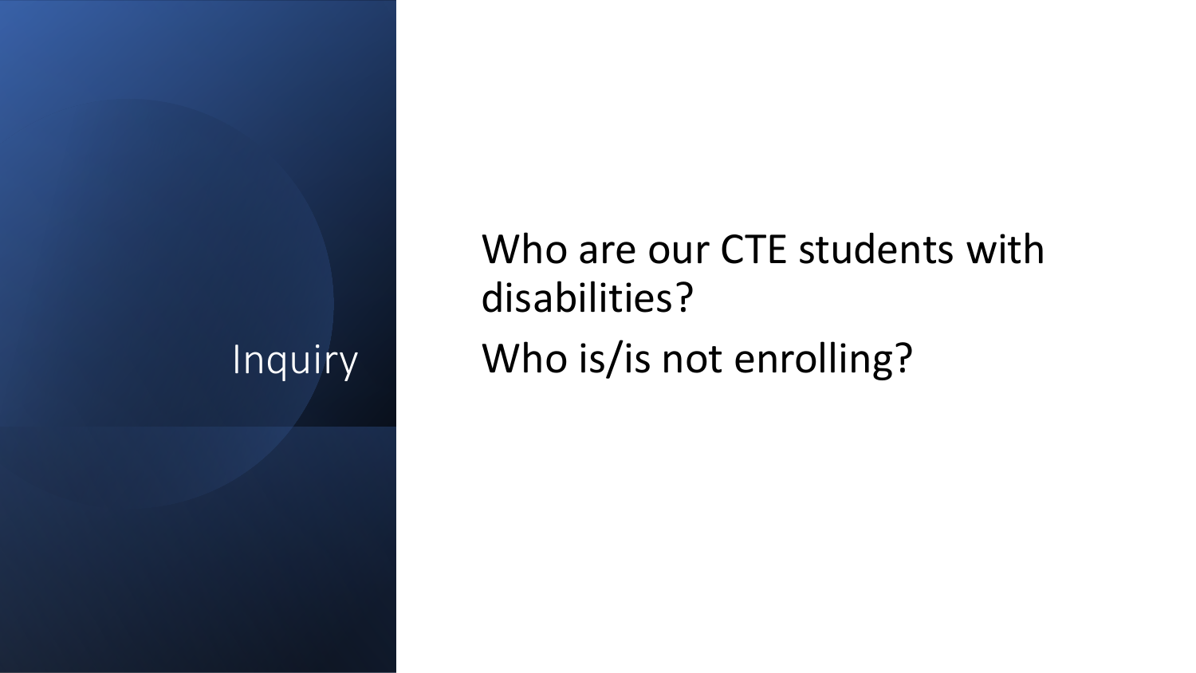# Inquiry

Who are our CTE students with disabilities?

Who is/is not enrolling?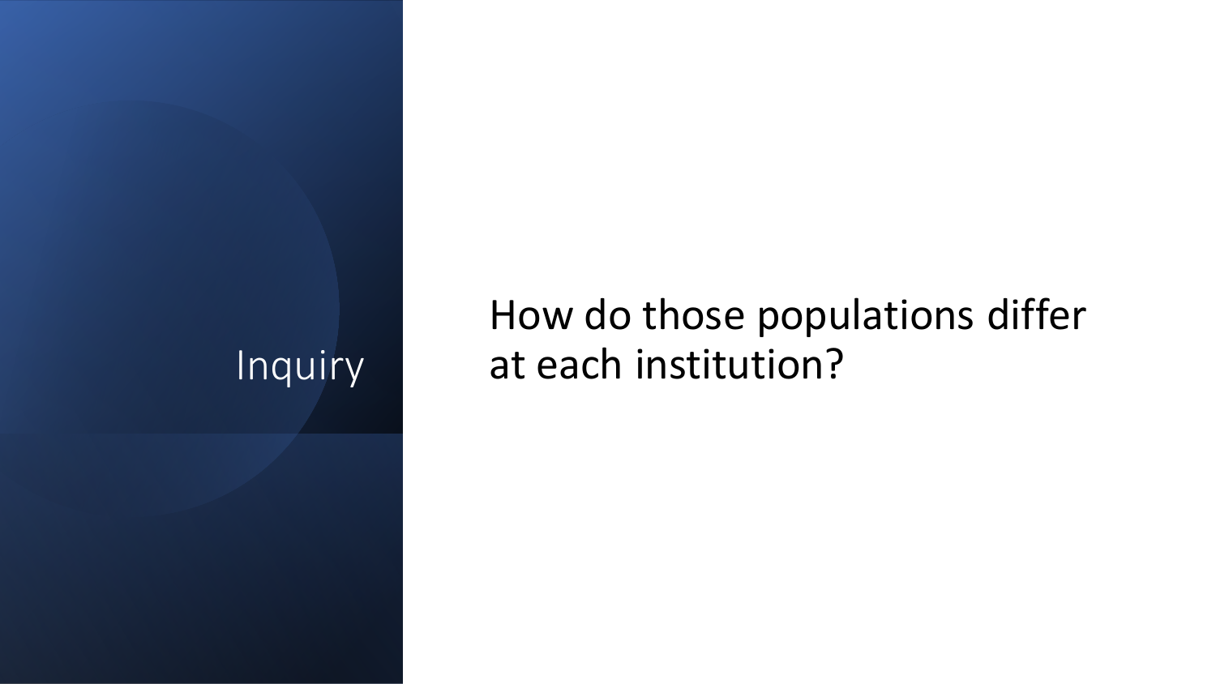# Inquiry

How do those populations differ at each institution?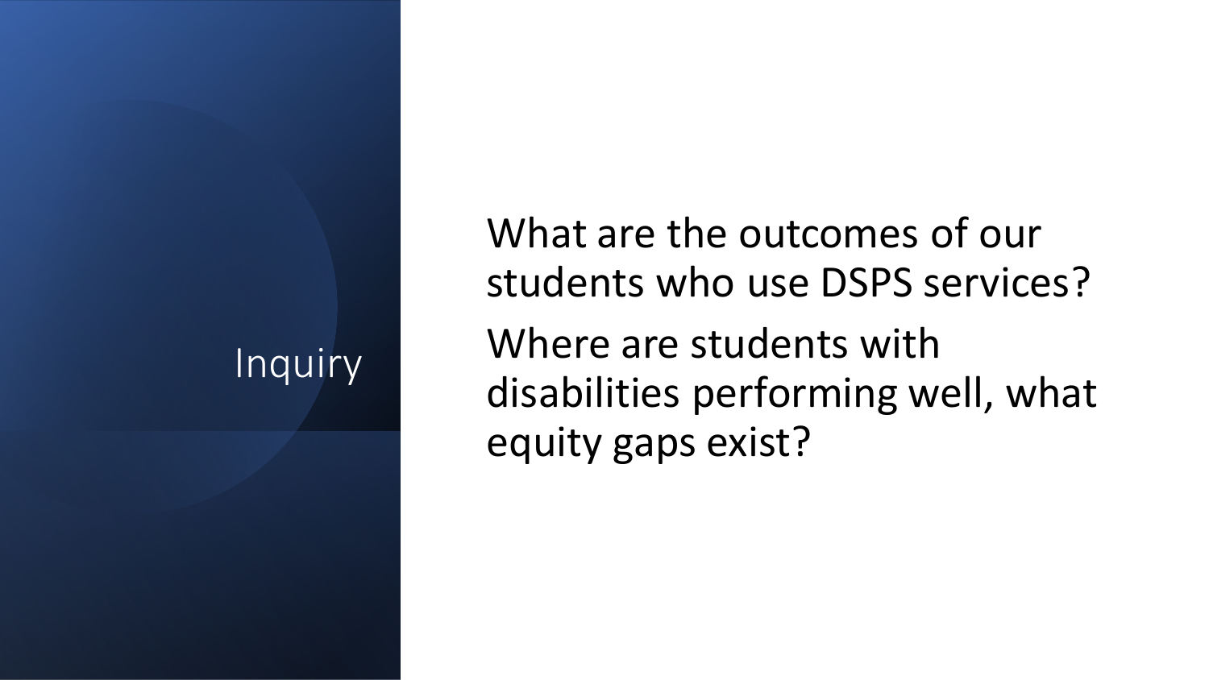# Inquiry

What are the outcomes of our students who use DSPS services?

Where are students with disabilities performing well, what equity gaps exist?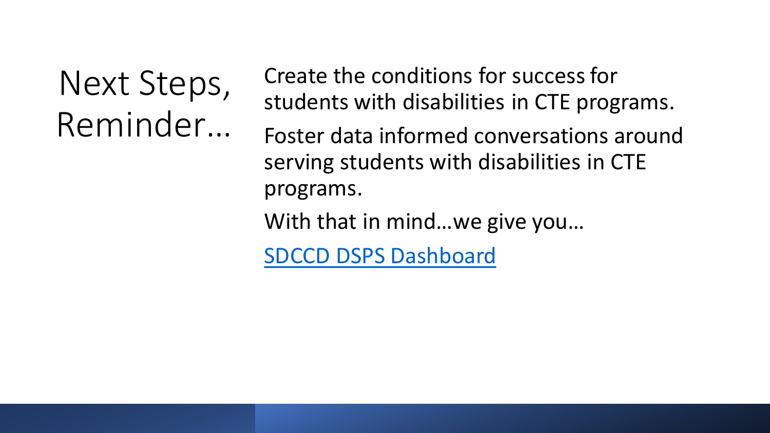# Next Steps, Reminder…

Create the conditions for success for students with disabilities in CTE programs.

Foster data informed conversations around serving students with disabilities in CTE programs.

With that in mind…we give you…

SDCCD DSPS Dashboard